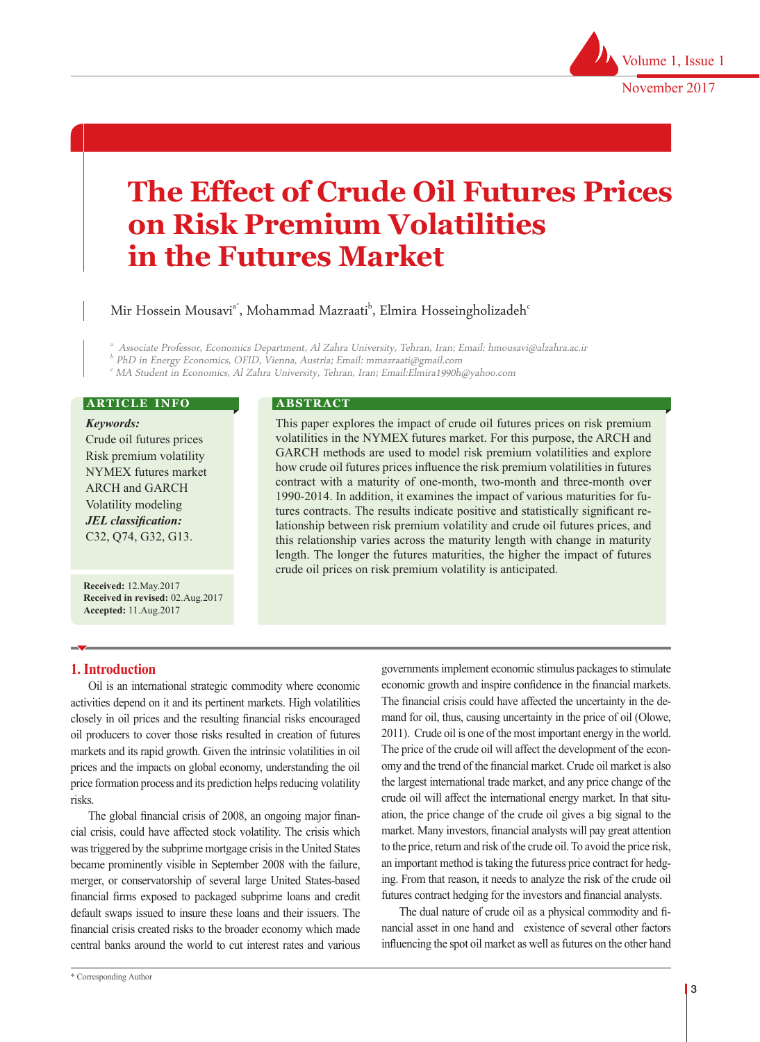# The Effect of Crude Oil Futures Prices on Risk Premium Volatilities in the Futures Market

Mir Hossein Mousavi[a*], Mohammad Mazraati[b], Elmira Hosseingholizadeh[c]

[a] *Associate Professor, Economics Department, Al Zahra University, Tehran, Iran; Email: hmousavi@alzahra.ac.ir*
[b] *PhD in Energy Economics, OFID, Vienna, Austria; Email: mmazraati@gmail.com*
[c] *MA Student in Economics, Al Zahra University, Tehran, Iran; Email:Elmira1990h@yahoo.com*

**ARTICLE INFO**

***Keywords:***
Crude oil futures prices
Risk premium volatility
NYMEX futures market
ARCH and GARCH
Volatility modeling
***JEL classification:***
C32, Q74, G32, G13.

**Received:** 12.May.2017
**Received in revised:** 02.Aug.2017
**Accepted:** 11.Aug.2017

**ABSTRACT**

This paper explores the impact of crude oil futures prices on risk premium volatilities in the NYMEX futures market. For this purpose, the ARCH and GARCH methods are used to model risk premium volatilities and explore how crude oil futures prices influence the risk premium volatilities in futures contract with a maturity of one-month, two-month and three-month over 1990-2014. In addition, it examines the impact of various maturities for futures contracts. The results indicate positive and statistically significant relationship between risk premium volatility and crude oil futures prices, and this relationship varies across the maturity length with change in maturity length. The longer the futures maturities, the higher the impact of futures crude oil prices on risk premium volatility is anticipated.

## 1. Introduction

Oil is an international strategic commodity where economic activities depend on it and its pertinent markets. High volatilities closely in oil prices and the resulting financial risks encouraged oil producers to cover those risks resulted in creation of futures markets and its rapid growth. Given the intrinsic volatilities in oil prices and the impacts on global economy, understanding the oil price formation process and its prediction helps reducing volatility risks.

The global financial crisis of 2008, an ongoing major financial crisis, could have affected stock volatility. The crisis which was triggered by the subprime mortgage crisis in the United States became prominently visible in September 2008 with the failure, merger, or conservatorship of several large United States-based financial firms exposed to packaged subprime loans and credit default swaps issued to insure these loans and their issuers. The financial crisis created risks to the broader economy which made central banks around the world to cut interest rates and various governments implement economic stimulus packages to stimulate economic growth and inspire confidence in the financial markets. The financial crisis could have affected the uncertainty in the demand for oil, thus, causing uncertainty in the price of oil (Olowe, 2011). Crude oil is one of the most important energy in the world. The price of the crude oil will affect the development of the economy and the trend of the financial market. Crude oil market is also the largest international trade market, and any price change of the crude oil will affect the international energy market. In that situation, the price change of the crude oil gives a big signal to the market. Many investors, financial analysts will pay great attention to the price, return and risk of the crude oil. To avoid the price risk, an important method is taking the futuress price contract for hedging. From that reason, it needs to analyze the risk of the crude oil futures contract hedging for the investors and financial analysts.

The dual nature of crude oil as a physical commodity and financial asset in one hand and existence of several other factors influencing the spot oil market as well as futures on the other hand

\* Corresponding Author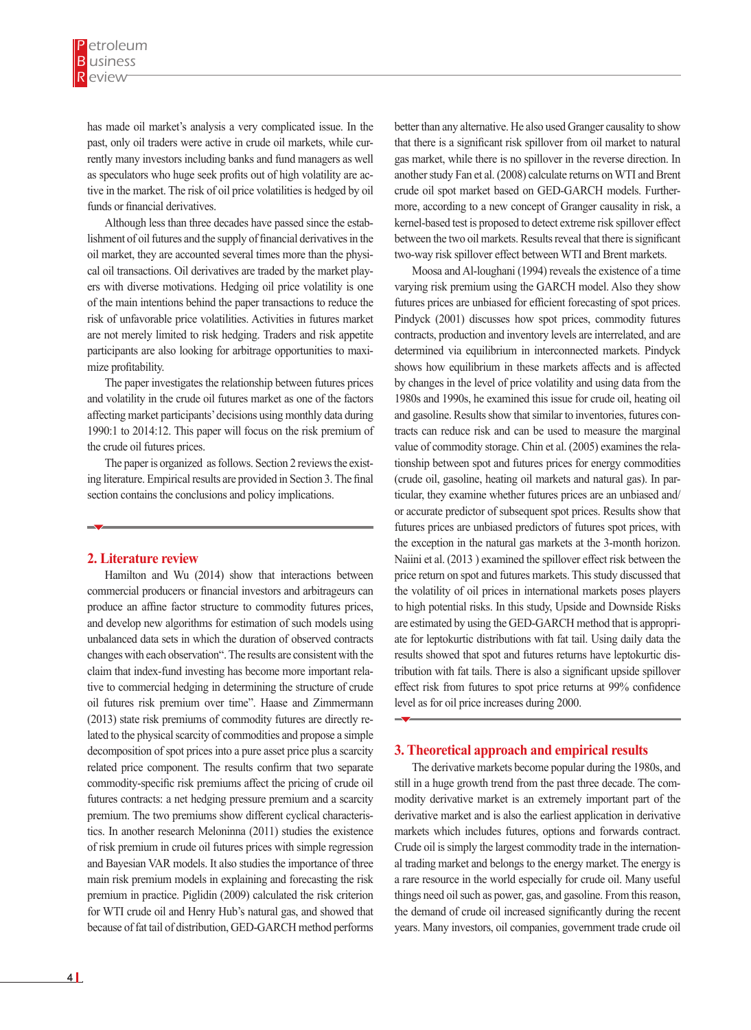has made oil market's analysis a very complicated issue. In the past, only oil traders were active in crude oil markets, while currently many investors including banks and fund managers as well as speculators who huge seek profits out of high volatility are active in the market. The risk of oil price volatilities is hedged by oil funds or financial derivatives.

Although less than three decades have passed since the establishment of oil futures and the supply of financial derivatives in the oil market, they are accounted several times more than the physical oil transactions. Oil derivatives are traded by the market players with diverse motivations. Hedging oil price volatility is one of the main intentions behind the paper transactions to reduce the risk of unfavorable price volatilities. Activities in futures market are not merely limited to risk hedging. Traders and risk appetite participants are also looking for arbitrage opportunities to maximize profitability.

The paper investigates the relationship between futures prices and volatility in the crude oil futures market as one of the factors affecting market participants' decisions using monthly data during 1990:1 to 2014:12. This paper will focus on the risk premium of the crude oil futures prices.

The paper is organized as follows. Section 2 reviews the existing literature. Empirical results are provided in Section 3. The final section contains the conclusions and policy implications.

## 2. Literature review

Hamilton and Wu (2014) show that interactions between commercial producers or financial investors and arbitrageurs can produce an affine factor structure to commodity futures prices, and develop new algorithms for estimation of such models using unbalanced data sets in which the duration of observed contracts changes with each observation". The results are consistent with the claim that index-fund investing has become more important relative to commercial hedging in determining the structure of crude oil futures risk premium over time". Haase and Zimmermann (2013) state risk premiums of commodity futures are directly related to the physical scarcity of commodities and propose a simple decomposition of spot prices into a pure asset price plus a scarcity related price component. The results confirm that two separate commodity-specific risk premiums affect the pricing of crude oil futures contracts: a net hedging pressure premium and a scarcity premium. The two premiums show different cyclical characteristics. In another research Meloninna (2011) studies the existence of risk premium in crude oil futures prices with simple regression and Bayesian VAR models. It also studies the importance of three main risk premium models in explaining and forecasting the risk premium in practice. Piglidin (2009) calculated the risk criterion for WTI crude oil and Henry Hub's natural gas, and showed that because of fat tail of distribution, GED-GARCH method performs better than any alternative. He also used Granger causality to show that there is a significant risk spillover from oil market to natural gas market, while there is no spillover in the reverse direction. In another study Fan et al. (2008) calculate returns on WTI and Brent crude oil spot market based on GED-GARCH models. Furthermore, according to a new concept of Granger causality in risk, a kernel-based test is proposed to detect extreme risk spillover effect between the two oil markets. Results reveal that there is significant two-way risk spillover effect between WTI and Brent markets.

Moosa and Al-loughani (1994) reveals the existence of a time varying risk premium using the GARCH model. Also they show futures prices are unbiased for efficient forecasting of spot prices. Pindyck (2001) discusses how spot prices, commodity futures contracts, production and inventory levels are interrelated, and are determined via equilibrium in interconnected markets. Pindyck shows how equilibrium in these markets affects and is affected by changes in the level of price volatility and using data from the 1980s and 1990s, he examined this issue for crude oil, heating oil and gasoline. Results show that similar to inventories, futures contracts can reduce risk and can be used to measure the marginal value of commodity storage. Chin et al. (2005) examines the relationship between spot and futures prices for energy commodities (crude oil, gasoline, heating oil markets and natural gas). In particular, they examine whether futures prices are an unbiased and/or accurate predictor of subsequent spot prices. Results show that futures prices are unbiased predictors of futures spot prices, with the exception in the natural gas markets at the 3-month horizon. Naiini et al. (2013 ) examined the spillover effect risk between the price return on spot and futures markets. This study discussed that the volatility of oil prices in international markets poses players to high potential risks. In this study, Upside and Downside Risks are estimated by using the GED-GARCH method that is appropriate for leptokurtic distributions with fat tail. Using daily data the results showed that spot and futures returns have leptokurtic distribution with fat tails. There is also a significant upside spillover effect risk from futures to spot price returns at 99% confidence level as for oil price increases during 2000.

## 3. Theoretical approach and empirical results

The derivative markets become popular during the 1980s, and still in a huge growth trend from the past three decade. The commodity derivative market is an extremely important part of the derivative market and is also the earliest application in derivative markets which includes futures, options and forwards contract. Crude oil is simply the largest commodity trade in the international trading market and belongs to the energy market. The energy is a rare resource in the world especially for crude oil. Many useful things need oil such as power, gas, and gasoline. From this reason, the demand of crude oil increased significantly during the recent years. Many investors, oil companies, government trade crude oil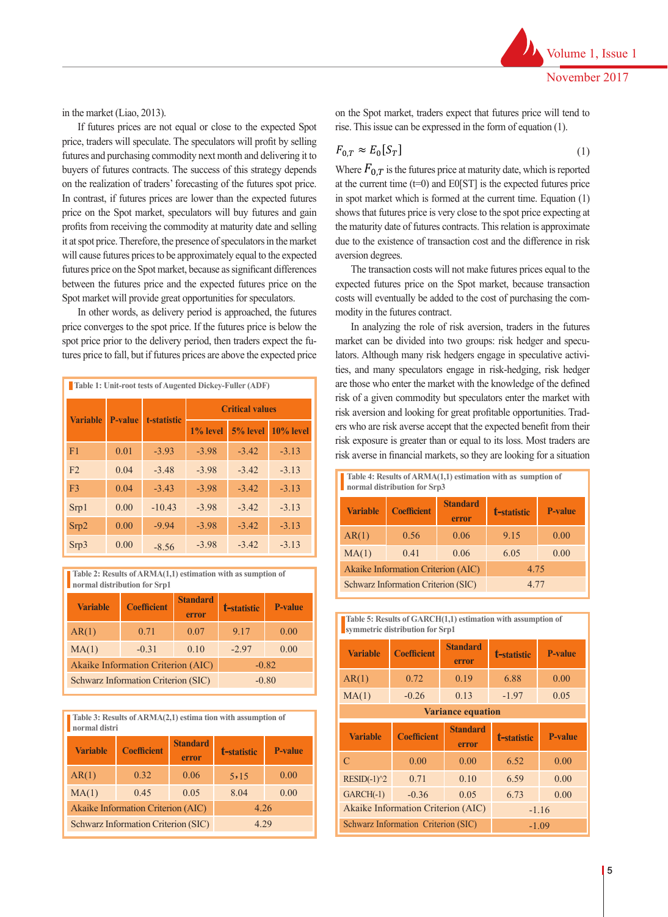in the market (Liao, 2013).

If futures prices are not equal or close to the expected Spot price, traders will speculate. The speculators will profit by selling futures and purchasing commodity next month and delivering it to buyers of futures contracts. The success of this strategy depends on the realization of traders' forecasting of the futures spot price. In contrast, if futures prices are lower than the expected futures price on the Spot market, speculators will buy futures and gain profits from receiving the commodity at maturity date and selling it at spot price. Therefore, the presence of speculators in the market will cause futures prices to be approximately equal to the expected futures price on the Spot market, because as significant differences between the futures price and the expected futures price on the Spot market will provide great opportunities for speculators.

In other words, as delivery period is approached, the futures price converges to the spot price. If the futures price is below the spot price prior to the delivery period, then traders expect the futures price to fall, but if futures prices are above the expected price on the Spot market, traders expect that futures price will tend to rise. This issue can be expressed in the form of equation (1).

$$F_{0,T} \approx E_0[S_T] \quad (1)$$

Where $F_{0,T}$ is the futures price at maturity date, which is reported at the current time (t=0) and E0[ST] is the expected futures price in spot market which is formed at the current time. Equation (1) shows that futures price is very close to the spot price expecting at the maturity date of futures contracts. This relation is approximate due to the existence of transaction cost and the difference in risk aversion degrees.

The transaction costs will not make futures prices equal to the expected futures price on the Spot market, because transaction costs will eventually be added to the cost of purchasing the commodity in the futures contract.

In analyzing the role of risk aversion, traders in the futures market can be divided into two groups: risk hedger and speculators. Although many risk hedgers engage in speculative activities, and many speculators engage in risk-hedging, risk hedger are those who enter the market with the knowledge of the defined risk of a given commodity but speculators enter the market with risk aversion and looking for great profitable opportunities. Traders who are risk averse accept that the expected benefit from their risk exposure is greater than or equal to its loss. Most traders are risk averse in financial markets, so they are looking for a situation

**Table 1: Unit-root tests of Augented Dickey-Fuller (ADF)**

| Variable | P-value | t-statistic | Critical values | | |
|---|---|---|---|---|---|
| | | | 1% level | 5% level | 10% level |
| F1 | 0.01 | -3.93 | -3.98 | -3.42 | -3.13 |
| F2 | 0.04 | -3.48 | -3.98 | -3.42 | -3.13 |
| F3 | 0.04 | -3.43 | -3.98 | -3.42 | -3.13 |
| Srp1 | 0.00 | -10.43 | -3.98 | -3.42 | -3.13 |
| Srp2 | 0.00 | -9.94 | -3.98 | -3.42 | -3.13 |
| Srp3 | 0.00 | -8.56 | -3.98 | -3.42 | -3.13 |

**Table 2: Results of ARMA(1,1) estimation with as sumption of normal distribution for Srp1**

| Variable | Coefficient | Standard error | t-statistic | P-value |
|---|---|---|---|---|
| AR(1) | 0.71 | 0.07 | 9.17 | 0.00 |
| MA(1) | -0.31 | 0.10 | -2.97 | 0.00 |
| Akaike Information Criterion (AIC) | | | -0.82 | |
| Schwarz Information Criterion (SIC) | | | -0.80 | |

**Table 3: Results of ARMA(2,1) estima tion with assumption of normal distri**

| Variable | Coefficient | Standard error | t-statistic | P-value |
|---|---|---|---|---|
| AR(1) | 0.32 | 0.06 | 5,15 | 0.00 |
| MA(1) | 0.45 | 0.05 | 8.04 | 0.00 |
| Akaike Information Criterion (AIC) | | | 4.26 | |
| Schwarz Information Criterion (SIC) | | | 4.29 | |

**Table 4: Results of ARMA(1,1) estimation with as sumption of normal distribution for Srp3**

| Variable | Coefficient | Standard error | t-statistic | P-value |
|---|---|---|---|---|
| AR(1) | 0.56 | 0.06 | 9.15 | 0.00 |
| MA(1) | 0.41 | 0.06 | 6.05 | 0.00 |
| Akaike Information Criterion (AIC) | | | 4.75 | |
| Schwarz Information Criterion (SIC) | | | 4.77 | |

**Table 5: Results of GARCH(1,1) estimation with assumption of symmetric distribution for Srp1**

| Variable | Coefficient | Standard error | t-statistic | P-value |
|---|---|---|---|---|
| AR(1) | 0.72 | 0.19 | 6.88 | 0.00 |
| MA(1) | -0.26 | 0.13 | -1.97 | 0.05 |
| Variance equation | | | | |
| Variable | Coefficient | Standard error | t-statistic | P-value |
| C | 0.00 | 0.00 | 6.52 | 0.00 |
| RESID(-1)^2 | 0.71 | 0.10 | 6.59 | 0.00 |
| GARCH(-1) | -0.36 | 0.05 | 6.73 | 0.00 |
| Akaike Information Criterion (AIC) | | | -1.16 | |
| Schwarz Information Criterion (SIC) | | | -1.09 | |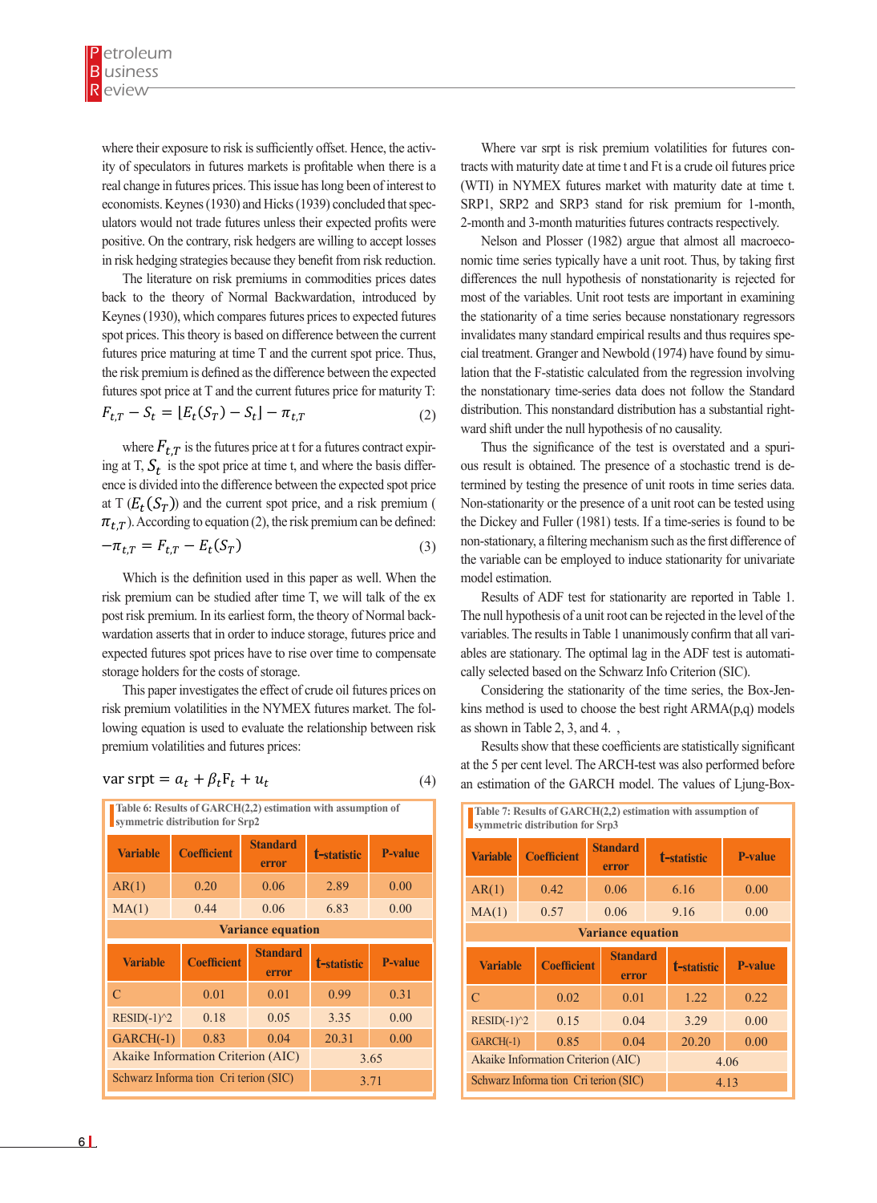where their exposure to risk is sufficiently offset. Hence, the activity of speculators in futures markets is profitable when there is a real change in futures prices. This issue has long been of interest to economists. Keynes (1930) and Hicks (1939) concluded that speculators would not trade futures unless their expected profits were positive. On the contrary, risk hedgers are willing to accept losses in risk hedging strategies because they benefit from risk reduction.

The literature on risk premiums in commodities prices dates back to the theory of Normal Backwardation, introduced by Keynes (1930), which compares futures prices to expected futures spot prices. This theory is based on difference between the current futures price maturing at time T and the current spot price. Thus, the risk premium is defined as the difference between the expected futures spot price at T and the current futures price for maturity T:

$$F_{t,T} - S_t = [E_t(S_T) - S_t] - \pi_{t,T} \quad (2)$$

where $F_{t,T}$ is the futures price at t for a futures contract expiring at T, $S_t$ is the spot price at time t, and where the basis difference is divided into the difference between the expected spot price at T ($E_t(S_T)$) and the current spot price, and a risk premium ($\pi_{t,T}$). According to equation (2), the risk premium can be defined:

$$-\pi_{t,T} = F_{t,T} - E_t(S_T) \quad (3)$$

Which is the definition used in this paper as well. When the risk premium can be studied after time T, we will talk of the ex post risk premium. In its earliest form, the theory of Normal backwardation asserts that in order to induce storage, futures price and expected futures spot prices have to rise over time to compensate storage holders for the costs of storage.

This paper investigates the effect of crude oil futures prices on risk premium volatilities in the NYMEX futures market. The following equation is used to evaluate the relationship between risk premium volatilities and futures prices:

$$\text{var srpt} = a_t + \beta_t \text{F}_t + u_t \quad (4)$$

Where var srpt is risk premium volatilities for futures contracts with maturity date at time t and Ft is a crude oil futures price (WTI) in NYMEX futures market with maturity date at time t. SRP1, SRP2 and SRP3 stand for risk premium for 1-month, 2-month and 3-month maturities futures contracts respectively.

Nelson and Plosser (1982) argue that almost all macroeconomic time series typically have a unit root. Thus, by taking first differences the null hypothesis of nonstationarity is rejected for most of the variables. Unit root tests are important in examining the stationarity of a time series because nonstationary regressors invalidates many standard empirical results and thus requires special treatment. Granger and Newbold (1974) have found by simulation that the F-statistic calculated from the regression involving the nonstationary time-series data does not follow the Standard distribution. This nonstandard distribution has a substantial rightward shift under the null hypothesis of no causality.

Thus the significance of the test is overstated and a spurious result is obtained. The presence of a stochastic trend is determined by testing the presence of unit roots in time series data. Non-stationarity or the presence of a unit root can be tested using the Dickey and Fuller (1981) tests. If a time-series is found to be non-stationary, a filtering mechanism such as the first difference of the variable can be employed to induce stationarity for univariate model estimation.

Results of ADF test for stationarity are reported in Table 1. The null hypothesis of a unit root can be rejected in the level of the variables. The results in Table 1 unanimously confirm that all variables are stationary. The optimal lag in the ADF test is automatically selected based on the Schwarz Info Criterion (SIC).

Considering the stationarity of the time series, the Box-Jenkins method is used to choose the best right ARMA(p,q) models as shown in Table 2, 3, and 4. ,

Results show that these coefficients are statistically significant at the 5 per cent level. The ARCH-test was also performed before an estimation of the GARCH model. The values of Ljung-Box-

**Table 6: Results of GARCH(2,2) estimation with assumption of symmetric distribution for Srp2**

| Variable | Coefficient | Standard error | t-statistic | P-value |
|---|---|---|---|---|
| AR(1) | 0.20 | 0.06 | 2.89 | 0.00 |
| MA(1) | 0.44 | 0.06 | 6.83 | 0.00 |
| **Variance equation** | | | | |
| **Variable** | **Coefficient** | **Standard error** | **t-statistic** | **P-value** |
| C | 0.01 | 0.01 | 0.99 | 0.31 |
| RESID(-1)^2 | 0.18 | 0.05 | 3.35 | 0.00 |
| GARCH(-1) | 0.83 | 0.04 | 20.31 | 0.00 |
| Akaike Information Criterion (AIC) | | | 3.65 | |
| Schwarz Information Criterion (SIC) | | | 3.71 | |

**Table 7: Results of GARCH(2,2) estimation with assumption of symmetric distribution for Srp3**

| Variable | Coefficient | Standard error | t-statistic | P-value |
|---|---|---|---|---|
| AR(1) | 0.42 | 0.06 | 6.16 | 0.00 |
| MA(1) | 0.57 | 0.06 | 9.16 | 0.00 |
| **Variance equation** | | | | |
| **Variable** | **Coefficient** | **Standard error** | **t-statistic** | **P-value** |
| C | 0.02 | 0.01 | 1.22 | 0.22 |
| RESID(-1)^2 | 0.15 | 0.04 | 3.29 | 0.00 |
| GARCH(-1) | 0.85 | 0.04 | 20.20 | 0.00 |
| Akaike Information Criterion (AIC) | | | 4.06 | |
| Schwarz Information Criterion (SIC) | | | 4.13 | |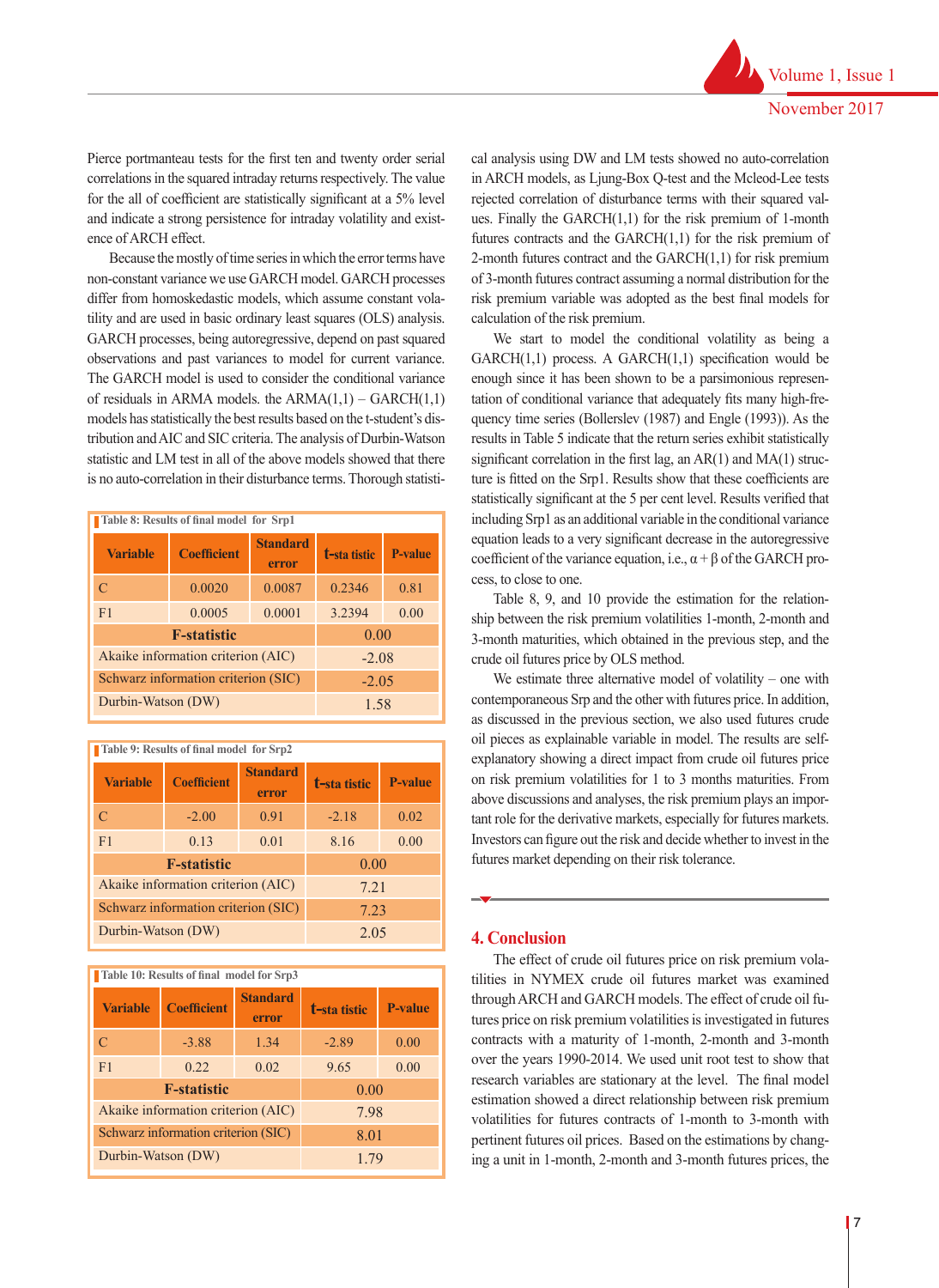Pierce portmanteau tests for the first ten and twenty order serial correlations in the squared intraday returns respectively. The value for the all of coefficient are statistically significant at a 5% level and indicate a strong persistence for intraday volatility and existence of ARCH effect.

Because the mostly of time series in which the error terms have non-constant variance we use GARCH model. GARCH processes differ from homoskedastic models, which assume constant volatility and are used in basic ordinary least squares (OLS) analysis. GARCH processes, being autoregressive, depend on past squared observations and past variances to model for current variance. The GARCH model is used to consider the conditional variance of residuals in ARMA models. the ARMA(1,1) – GARCH(1,1) models has statistically the best results based on the t-student's distribution and AIC and SIC criteria. The analysis of Durbin-Watson statistic and LM test in all of the above models showed that there is no auto-correlation in their disturbance terms. Thorough statistical analysis using DW and LM tests showed no auto-correlation in ARCH models, as Ljung-Box Q-test and the Mcleod-Lee tests rejected correlation of disturbance terms with their squared values. Finally the GARCH(1,1) for the risk premium of 1-month futures contracts and the GARCH(1,1) for the risk premium of 2-month futures contract and the GARCH(1,1) for risk premium of 3-month futures contract assuming a normal distribution for the risk premium variable was adopted as the best final models for calculation of the risk premium.

**Table 8: Results of final model for Srp1**

| Variable | Coefficient | Standard error | t-statistic | P-value |
|---|---|---|---|---|
| C | 0.0020 | 0.0087 | 0.2346 | 0.81 |
| F1 | 0.0005 | 0.0001 | 3.2394 | 0.00 |
| F-statistic | | | 0.00 | |
| Akaike information criterion (AIC) | | | -2.08 | |
| Schwarz information criterion (SIC) | | | -2.05 | |
| Durbin-Watson (DW) | | | 1.58 | |

**Table 9: Results of final model for Srp2**

| Variable | Coefficient | Standard error | t-statistic | P-value |
|---|---|---|---|---|
| C | -2.00 | 0.91 | -2.18 | 0.02 |
| F1 | 0.13 | 0.01 | 8.16 | 0.00 |
| F-statistic | | | 0.00 | |
| Akaike information criterion (AIC) | | | 7.21 | |
| Schwarz information criterion (SIC) | | | 7.23 | |
| Durbin-Watson (DW) | | | 2.05 | |

**Table 10: Results of final model for Srp3**

| Variable | Coefficient | Standard error | t-statistic | P-value |
|---|---|---|---|---|
| C | -3.88 | 1.34 | -2.89 | 0.00 |
| F1 | 0.22 | 0.02 | 9.65 | 0.00 |
| F-statistic | | | 0.00 | |
| Akaike information criterion (AIC) | | | 7.98 | |
| Schwarz information criterion (SIC) | | | 8.01 | |
| Durbin-Watson (DW) | | | 1.79 | |

We start to model the conditional volatility as being a GARCH(1,1) process. A GARCH(1,1) specification would be enough since it has been shown to be a parsimonious representation of conditional variance that adequately fits many high-frequency time series (Bollerslev (1987) and Engle (1993)). As the results in Table 5 indicate that the return series exhibit statistically significant correlation in the first lag, an AR(1) and MA(1) structure is fitted on the Srp1. Results show that these coefficients are statistically significant at the 5 per cent level. Results verified that including Srp1 as an additional variable in the conditional variance equation leads to a very significant decrease in the autoregressive coefficient of the variance equation, i.e., $\alpha + \beta$ of the GARCH process, to close to one.

Table 8, 9, and 10 provide the estimation for the relationship between the risk premium volatilities 1-month, 2-month and 3-month maturities, which obtained in the previous step, and the crude oil futures price by OLS method.

We estimate three alternative model of volatility – one with contemporaneous Srp and the other with futures price. In addition, as discussed in the previous section, we also used futures crude oil pieces as explainable variable in model. The results are self-explanatory showing a direct impact from crude oil futures price on risk premium volatilities for 1 to 3 months maturities. From above discussions and analyses, the risk premium plays an important role for the derivative markets, especially for futures markets. Investors can figure out the risk and decide whether to invest in the futures market depending on their risk tolerance.

## 4. Conclusion

The effect of crude oil futures price on risk premium volatilities in NYMEX crude oil futures market was examined through ARCH and GARCH models. The effect of crude oil futures price on risk premium volatilities is investigated in futures contracts with a maturity of 1-month, 2-month and 3-month over the years 1990-2014. We used unit root test to show that research variables are stationary at the level. The final model estimation showed a direct relationship between risk premium volatilities for futures contracts of 1-month to 3-month with pertinent futures oil prices. Based on the estimations by changing a unit in 1-month, 2-month and 3-month futures prices, the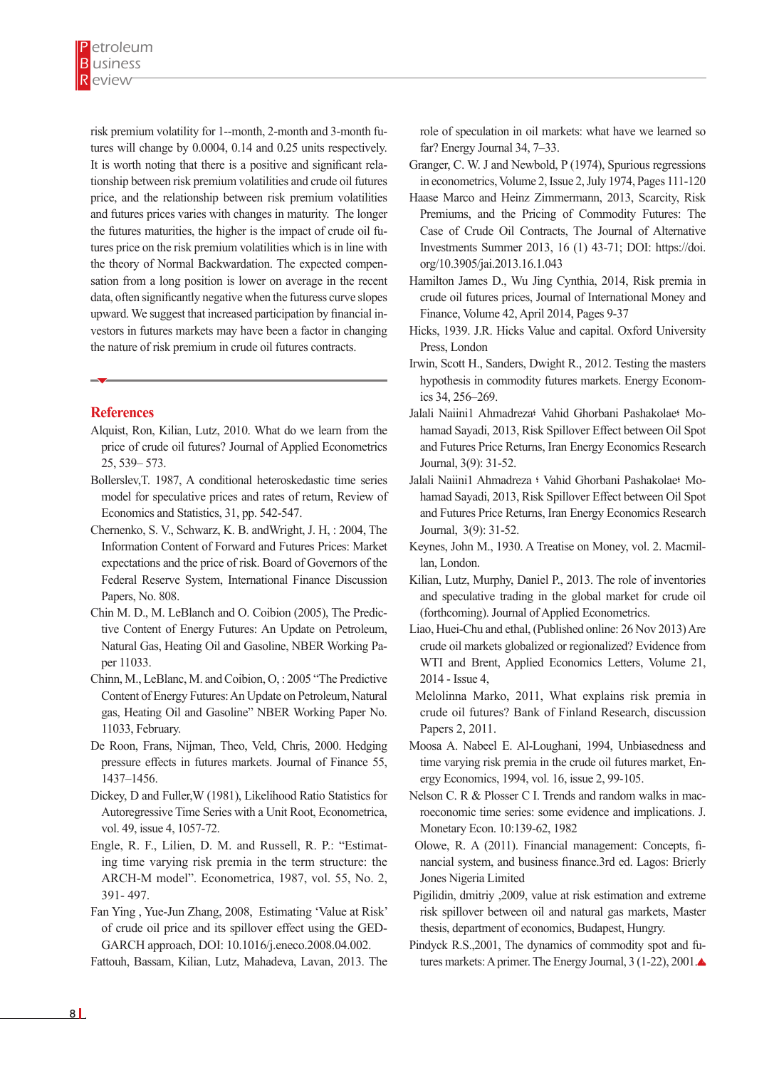risk premium volatility for 1--month, 2-month and 3-month futures will change by 0.0004, 0.14 and 0.25 units respectively. It is worth noting that there is a positive and significant relationship between risk premium volatilities and crude oil futures price, and the relationship between risk premium volatilities and futures prices varies with changes in maturity. The longer the futures maturities, the higher is the impact of crude oil futures price on the risk premium volatilities which is in line with the theory of Normal Backwardation. The expected compensation from a long position is lower on average in the recent data, often significantly negative when the futuress curve slopes upward. We suggest that increased participation by financial investors in futures markets may have been a factor in changing the nature of risk premium in crude oil futures contracts.

## References

Alquist, Ron, Kilian, Lutz, 2010. What do we learn from the price of crude oil futures? Journal of Applied Econometrics 25, 539– 573.

Bollerslev,T. 1987, A conditional heteroskedastic time series model for speculative prices and rates of return, Review of Economics and Statistics, 31, pp. 542-547.

Chernenko, S. V., Schwarz, K. B. andWright, J. H, : 2004, The Information Content of Forward and Futures Prices: Market expectations and the price of risk. Board of Governors of the Federal Reserve System, International Finance Discussion Papers, No. 808.

Chin M. D., M. LeBlanch and O. Coibion (2005), The Predictive Content of Energy Futures: An Update on Petroleum, Natural Gas, Heating Oil and Gasoline, NBER Working Paper 11033.

Chinn, M., LeBlanc, M. and Coibion, O, : 2005 "The Predictive Content of Energy Futures: An Update on Petroleum, Natural gas, Heating Oil and Gasoline" NBER Working Paper No. 11033, February.

De Roon, Frans, Nijman, Theo, Veld, Chris, 2000. Hedging pressure effects in futures markets. Journal of Finance 55, 1437–1456.

Dickey, D and Fuller,W (1981), Likelihood Ratio Statistics for Autoregressive Time Series with a Unit Root, Econometrica, vol. 49, issue 4, 1057-72.

Engle, R. F., Lilien, D. M. and Russell, R. P.: "Estimating time varying risk premia in the term structure: the ARCH-M model". Econometrica, 1987, vol. 55, No. 2, 391- 497.

Fan Ying , Yue-Jun Zhang, 2008, Estimating 'Value at Risk' of crude oil price and its spillover effect using the GED-GARCH approach, DOI: 10.1016/j.eneco.2008.04.002.

Fattouh, Bassam, Kilian, Lutz, Mahadeva, Lavan, 2013. The role of speculation in oil markets: what have we learned so far? Energy Journal 34, 7–33.

Granger, C. W. J and Newbold, P (1974), Spurious regressions in econometrics, Volume 2, Issue 2, July 1974, Pages 111-120

Haase Marco and Heinz Zimmermann, 2013, Scarcity, Risk Premiums, and the Pricing of Commodity Futures: The Case of Crude Oil Contracts, The Journal of Alternative Investments Summer 2013, 16 (1) 43-71; DOI: https://doi.org/10.3905/jai.2013.16.1.043

Hamilton James D., Wu Jing Cynthia, 2014, Risk premia in crude oil futures prices, Journal of International Money and Finance, Volume 42, April 2014, Pages 9-37

Hicks, 1939. J.R. Hicks Value and capital. Oxford University Press, London

Irwin, Scott H., Sanders, Dwight R., 2012. Testing the masters hypothesis in commodity futures markets. Energy Economics 34, 256–269.

Jalali Naiini1 Ahmadreza؛ Vahid Ghorbani Pashakolae؛ Mohamad Sayadi, 2013, Risk Spillover Effect between Oil Spot and Futures Price Returns, Iran Energy Economics Research Journal, 3(9): 31-52.

Jalali Naiini1 Ahmadreza ؛ Vahid Ghorbani Pashakolae؛ Mohamad Sayadi, 2013, Risk Spillover Effect between Oil Spot and Futures Price Returns, Iran Energy Economics Research Journal, 3(9): 31-52.

Keynes, John M., 1930. A Treatise on Money, vol. 2. Macmillan, London.

Kilian, Lutz, Murphy, Daniel P., 2013. The role of inventories and speculative trading in the global market for crude oil (forthcoming). Journal of Applied Econometrics.

Liao, Huei-Chu and ethal, (Published online: 26 Nov 2013) Are crude oil markets globalized or regionalized? Evidence from WTI and Brent, Applied Economics Letters, Volume 21, 2014 - Issue 4,

Melolinna Marko, 2011, What explains risk premia in crude oil futures? Bank of Finland Research, discussion Papers 2, 2011.

Moosa A. Nabeel E. Al-Loughani, 1994, Unbiasedness and time varying risk premia in the crude oil futures market, Energy Economics, 1994, vol. 16, issue 2, 99-105.

Nelson C. R & Plosser C I. Trends and random walks in macroeconomic time series: some evidence and implications. J. Monetary Econ. 10:139-62, 1982

Olowe, R. A (2011). Financial management: Concepts, financial system, and business finance.3rd ed. Lagos: Brierly Jones Nigeria Limited

Pigilidin, dmitriy ,2009, value at risk estimation and extreme risk spillover between oil and natural gas markets, Master thesis, department of economics, Budapest, Hungry.

Pindyck R.S.,2001, The dynamics of commodity spot and futures markets: A primer. The Energy Journal, 3 (1-22), 2001.